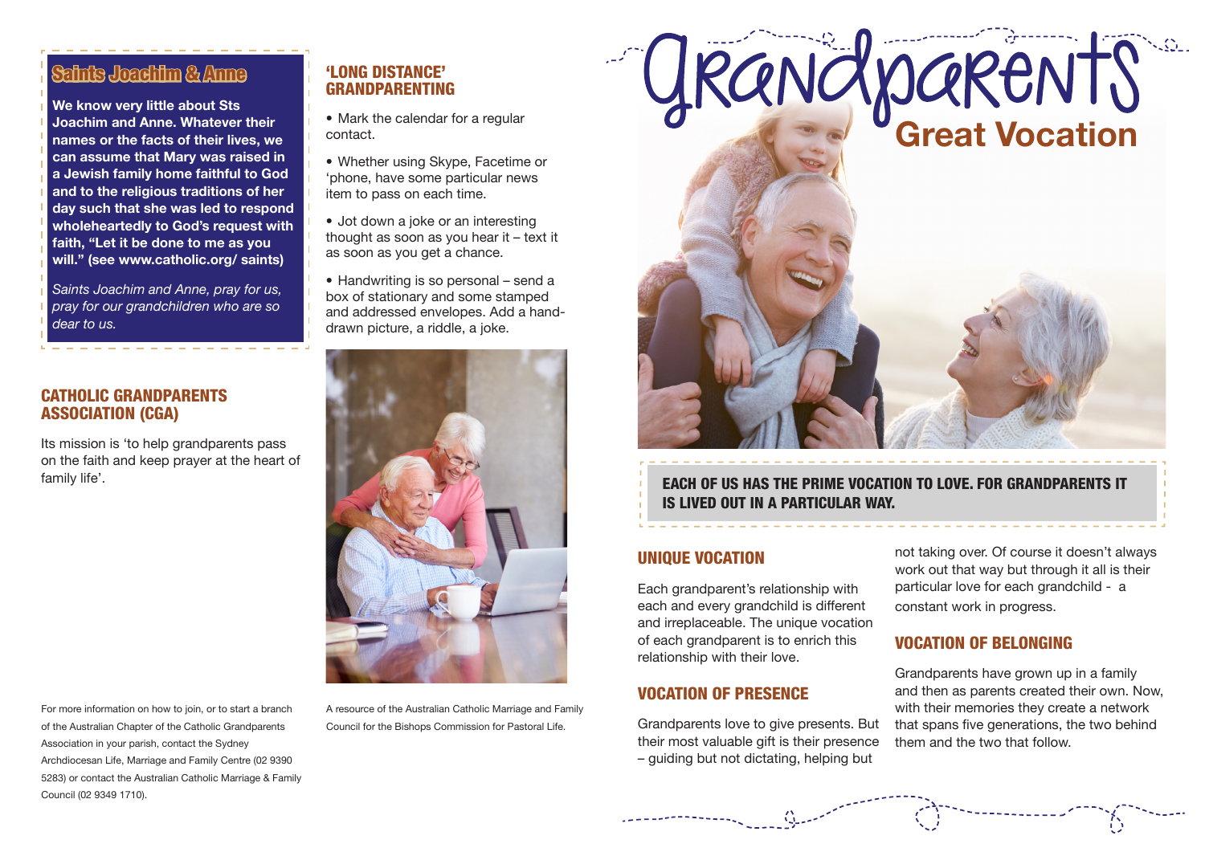## Saints Joachim & Anne

**We know very little about Sts Joachim and Anne. Whatever their names or the facts of their lives, we can assume that Mary was raised in a Jewish family home faithful to God and to the religious traditions of her day such that she was led to respond wholeheartedly to God's request with faith, "Let it be done to me as you will." (see www.catholic.org/ saints)**

*Saints Joachim and Anne, pray for us, pray for our grandchildren who are so dear to us.*

## CATHOLIC GRANDPARENTS ASSOCIATION (CGA)

Its mission is 'to help grandparents pass on the faith and keep prayer at the heart of family life'.

For more information on how to join, or to start a branch of the Australian Chapter of the Catholic Grandparents Association in your parish, contact the Sydney Archdiocesan Life, Marriage and Family Centre (02 9390 5283) or contact the Australian Catholic Marriage & Family Council (02 9349 1710).

## 'LONG DISTANCE' GRANDPARENTING

- Mark the calendar for a regular contact.
- Whether using Skype, Facetime or 'phone, have some particular news item to pass on each time.
- Jot down a joke or an interesting thought as soon as you hear it – text it as soon as you get a chance.
- Handwriting is so personal – send a box of stationary and some stamped and addressed envelopes. Add a hand-drawn picture, a riddle, a joke.

A resource of the Australian Catholic Marriage and Family Council for the Bishops Commission for Pastoral Life.

# Grandparents

## Great Vocation

**EACH OF US HAS THE PRIME VOCATION TO LOVE. FOR GRANDPARENTS IT IS LIVED OUT IN A PARTICULAR WAY.**

## UNIQUE VOCATION

Each grandparent's relationship with each and every grandchild is different and irreplaceable. The unique vocation of each grandparent is to enrich this relationship with their love.

## VOCATION OF PRESENCE

Grandparents love to give presents. But their most valuable gift is their presence – guiding but not dictating, helping but not taking over. Of course it doesn't always work out that way but through it all is their particular love for each grandchild - a constant work in progress.

## VOCATION OF BELONGING

Grandparents have grown up in a family and then as parents created their own. Now, with their memories they create a network that spans five generations, the two behind them and the two that follow.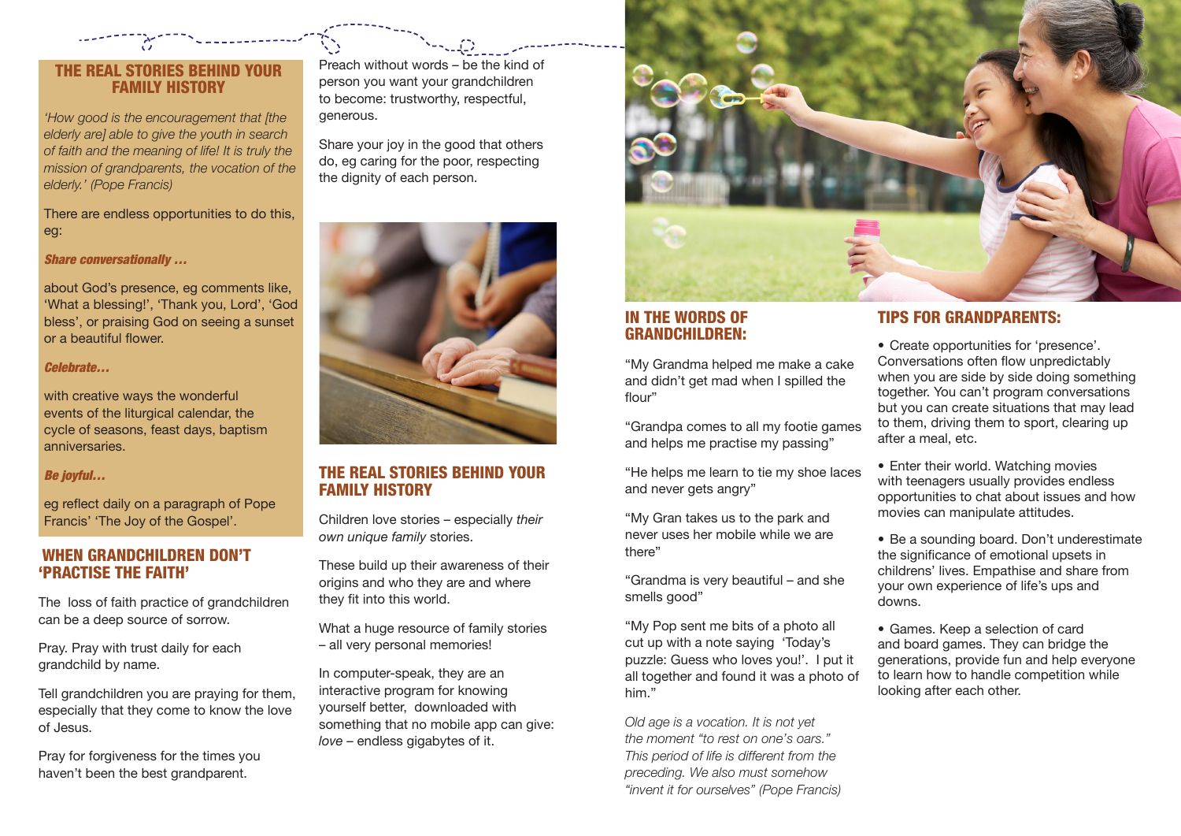## THE REAL STORIES BEHIND YOUR FAMILY HISTORY

*'How good is the encouragement that [the elderly are] able to give the youth in search of faith and the meaning of life! It is truly the mission of grandparents, the vocation of the elderly.' (Pope Francis)*

There are endless opportunities to do this, eg:

***Share conversationally …***

about God's presence, eg comments like, 'What a blessing!', 'Thank you, Lord', 'God bless', or praising God on seeing a sunset or a beautiful flower.

***Celebrate…***

with creative ways the wonderful events of the liturgical calendar, the cycle of seasons, feast days, baptism anniversaries.

***Be joyful…***

eg reflect daily on a paragraph of Pope Francis' 'The Joy of the Gospel'.

## WHEN GRANDCHILDREN DON'T 'PRACTISE THE FAITH'

The loss of faith practice of grandchildren can be a deep source of sorrow.

Pray. Pray with trust daily for each grandchild by name.

Tell grandchildren you are praying for them, especially that they come to know the love of Jesus.

Pray for forgiveness for the times you haven't been the best grandparent.

Preach without words – be the kind of person you want your grandchildren to become: trustworthy, respectful, generous.

Share your joy in the good that others do, eg caring for the poor, respecting the dignity of each person.

## THE REAL STORIES BEHIND YOUR FAMILY HISTORY

Children love stories – especially *their own unique family* stories.

These build up their awareness of their origins and who they are and where they fit into this world.

What a huge resource of family stories – all very personal memories!

In computer-speak, they are an interactive program for knowing yourself better, downloaded with something that no mobile app can give: *love* – endless gigabytes of it.

## IN THE WORDS OF GRANDCHILDREN:

"My Grandma helped me make a cake and didn't get mad when I spilled the flour"

"Grandpa comes to all my footie games and helps me practise my passing"

"He helps me learn to tie my shoe laces and never gets angry"

"My Gran takes us to the park and never uses her mobile while we are there"

"Grandma is very beautiful – and she smells good"

"My Pop sent me bits of a photo all cut up with a note saying 'Today's puzzle: Guess who loves you!'. I put it all together and found it was a photo of him."

*Old age is a vocation. It is not yet the moment "to rest on one's oars." This period of life is different from the preceding. We also must somehow "invent it for ourselves" (Pope Francis)*

## TIPS FOR GRANDPARENTS:

- Create opportunities for 'presence'. Conversations often flow unpredictably when you are side by side doing something together. You can't program conversations but you can create situations that may lead to them, driving them to sport, clearing up after a meal, etc.
- Enter their world. Watching movies with teenagers usually provides endless opportunities to chat about issues and how movies can manipulate attitudes.
- Be a sounding board. Don't underestimate the significance of emotional upsets in childrens' lives. Empathise and share from your own experience of life's ups and downs.
- Games. Keep a selection of card and board games. They can bridge the generations, provide fun and help everyone to learn how to handle competition while looking after each other.